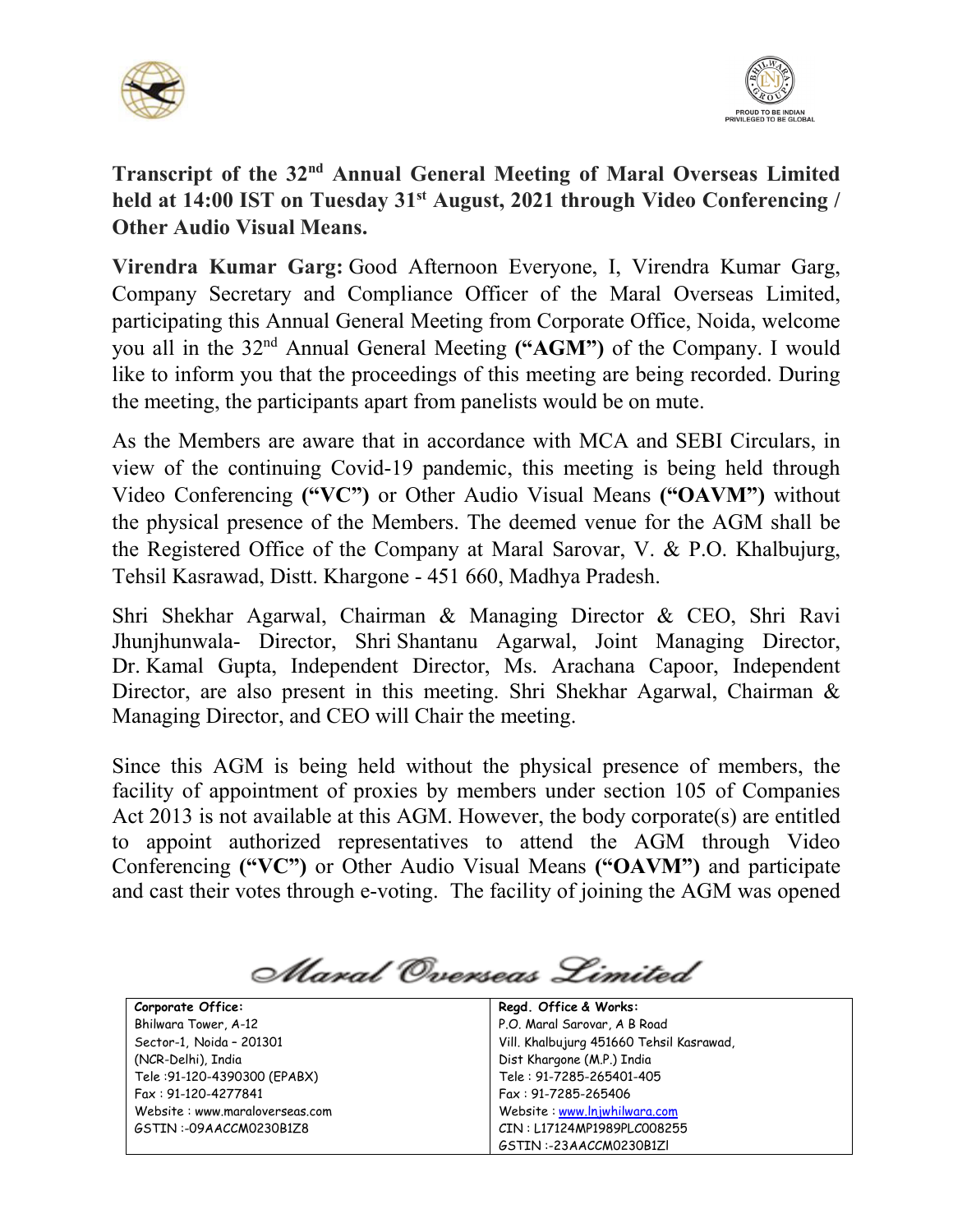# Transcript of the 32nd Annual General Meeting of Maral Overseas Limited held at 14:00 IST on Tuesday 31st August, 2021 through Video Conferencing / Other Audio Visual Means.

**Virendra Kumar Garg:** Good Afternoon Everyone, I, Virendra Kumar Garg, Company Secretary and Compliance Officer of the Maral Overseas Limited, participating this Annual General Meeting from Corporate Office, Noida, welcome you all in the 32nd Annual General Meeting **("AGM")** of the Company. I would like to inform you that the proceedings of this meeting are being recorded. During the meeting, the participants apart from panelists would be on mute.

As the Members are aware that in accordance with MCA and SEBI Circulars, in view of the continuing Covid-19 pandemic, this meeting is being held through Video Conferencing **("VC")** or Other Audio Visual Means **("OAVM")** without the physical presence of the Members. The deemed venue for the AGM shall be the Registered Office of the Company at Maral Sarovar, V. & P.O. Khalbujurg, Tehsil Kasrawad, Distt. Khargone - 451 660, Madhya Pradesh.

Shri Shekhar Agarwal, Chairman & Managing Director & CEO, Shri Ravi Jhunjhunwala- Director, Shri Shantanu Agarwal, Joint Managing Director, Dr. Kamal Gupta, Independent Director, Ms. Arachana Capoor, Independent Director, are also present in this meeting. Shri Shekhar Agarwal, Chairman & Managing Director, and CEO will Chair the meeting.

Since this AGM is being held without the physical presence of members, the facility of appointment of proxies by members under section 105 of Companies Act 2013 is not available at this AGM. However, the body corporate(s) are entitled to appoint authorized representatives to attend the AGM through Video Conferencing **("VC")** or Other Audio Visual Means **("OAVM")** and participate and cast their votes through e-voting. The facility of joining the AGM was opened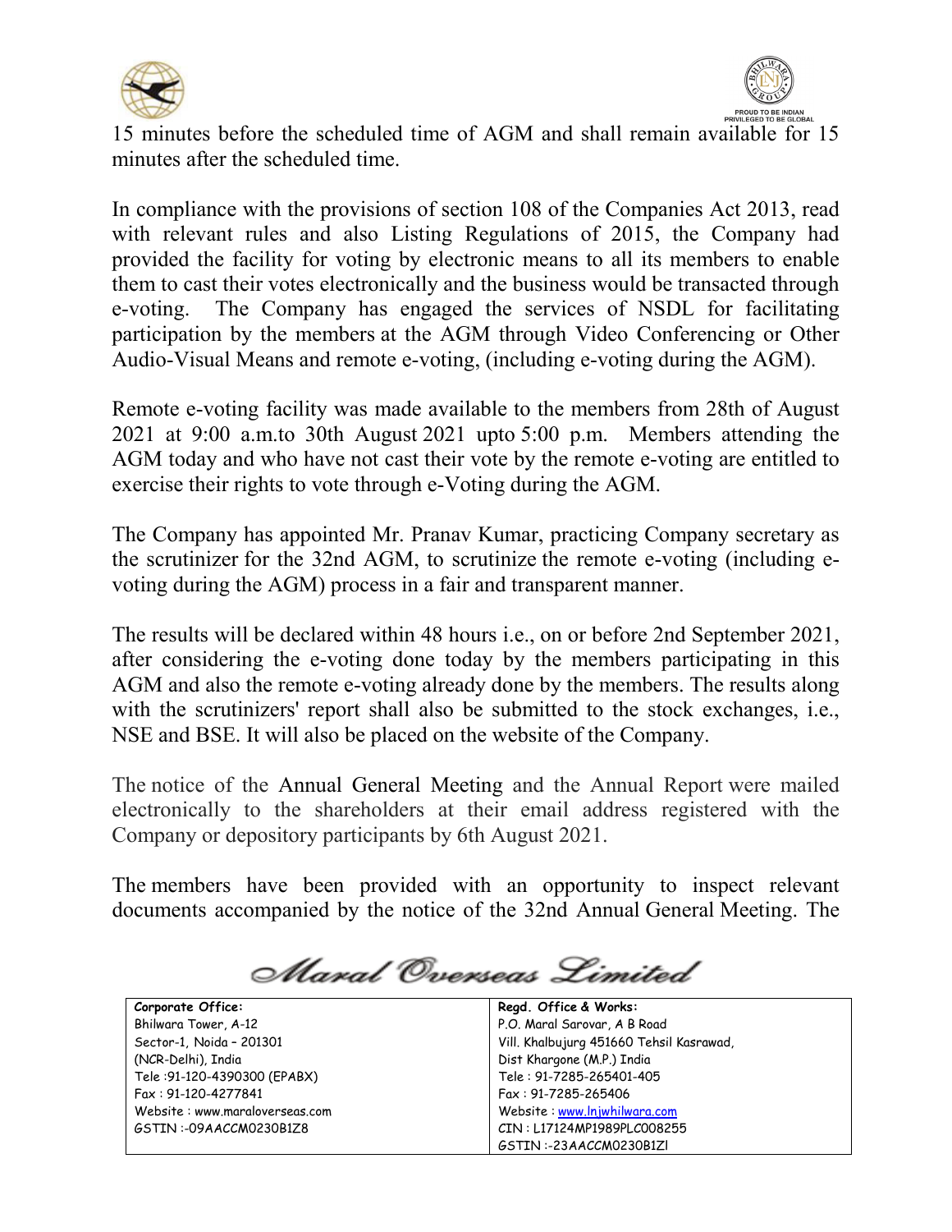15 minutes before the scheduled time of AGM and shall remain available for 15 minutes after the scheduled time.

In compliance with the provisions of section 108 of the Companies Act 2013, read with relevant rules and also Listing Regulations of 2015, the Company had provided the facility for voting by electronic means to all its members to enable them to cast their votes electronically and the business would be transacted through e-voting. The Company has engaged the services of NSDL for facilitating participation by the members at the AGM through Video Conferencing or Other Audio-Visual Means and remote e-voting, (including e-voting during the AGM).

Remote e-voting facility was made available to the members from 28th of August 2021 at 9:00 a.m.to 30th August 2021 upto 5:00 p.m. Members attending the AGM today and who have not cast their vote by the remote e-voting are entitled to exercise their rights to vote through e-Voting during the AGM.

The Company has appointed Mr. Pranav Kumar, practicing Company secretary as the scrutinizer for the 32nd AGM, to scrutinize the remote e-voting (including e-voting during the AGM) process in a fair and transparent manner.

The results will be declared within 48 hours i.e., on or before 2nd September 2021, after considering the e-voting done today by the members participating in this AGM and also the remote e-voting already done by the members. The results along with the scrutinizers' report shall also be submitted to the stock exchanges, i.e., NSE and BSE. It will also be placed on the website of the Company.

The notice of the Annual General Meeting and the Annual Report were mailed electronically to the shareholders at their email address registered with the Company or depository participants by 6th August 2021.

The members have been provided with an opportunity to inspect relevant documents accompanied by the notice of the 32nd Annual General Meeting. The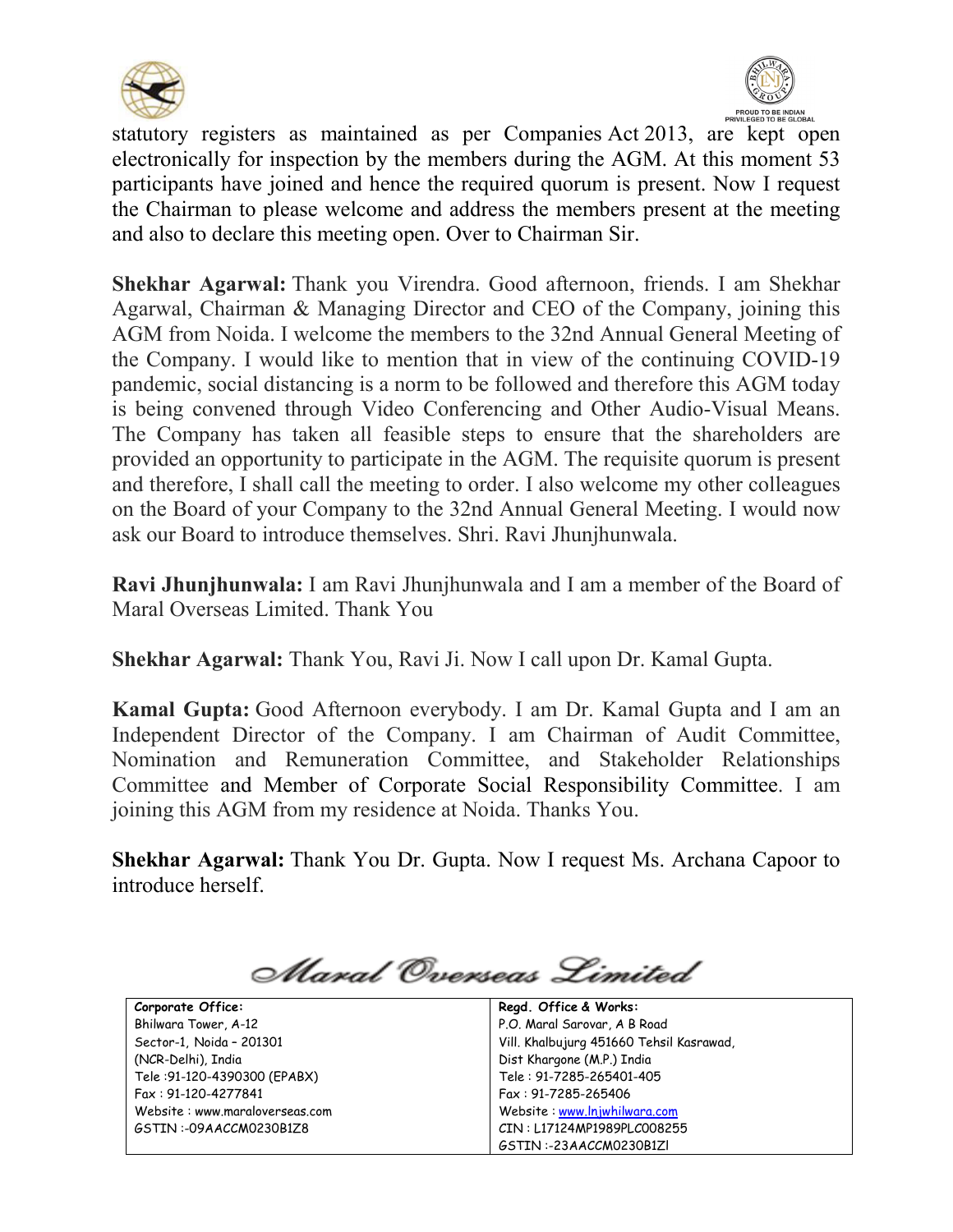statutory registers as maintained as per Companies Act 2013, are kept open electronically for inspection by the members during the AGM. At this moment 53 participants have joined and hence the required quorum is present. Now I request the Chairman to please welcome and address the members present at the meeting and also to declare this meeting open. Over to Chairman Sir.

**Shekhar Agarwal:** Thank you Virendra. Good afternoon, friends. I am Shekhar Agarwal, Chairman & Managing Director and CEO of the Company, joining this AGM from Noida. I welcome the members to the 32nd Annual General Meeting of the Company. I would like to mention that in view of the continuing COVID-19 pandemic, social distancing is a norm to be followed and therefore this AGM today is being convened through Video Conferencing and Other Audio-Visual Means. The Company has taken all feasible steps to ensure that the shareholders are provided an opportunity to participate in the AGM. The requisite quorum is present and therefore, I shall call the meeting to order. I also welcome my other colleagues on the Board of your Company to the 32nd Annual General Meeting. I would now ask our Board to introduce themselves. Shri. Ravi Jhunjhunwala.

**Ravi Jhunjhunwala:** I am Ravi Jhunjhunwala and I am a member of the Board of Maral Overseas Limited. Thank You

**Shekhar Agarwal:** Thank You, Ravi Ji. Now I call upon Dr. Kamal Gupta.

**Kamal Gupta:** Good Afternoon everybody. I am Dr. Kamal Gupta and I am an Independent Director of the Company. I am Chairman of Audit Committee, Nomination and Remuneration Committee, and Stakeholder Relationships Committee and Member of Corporate Social Responsibility Committee. I am joining this AGM from my residence at Noida. Thanks You.

**Shekhar Agarwal:** Thank You Dr. Gupta. Now I request Ms. Archana Capoor to introduce herself.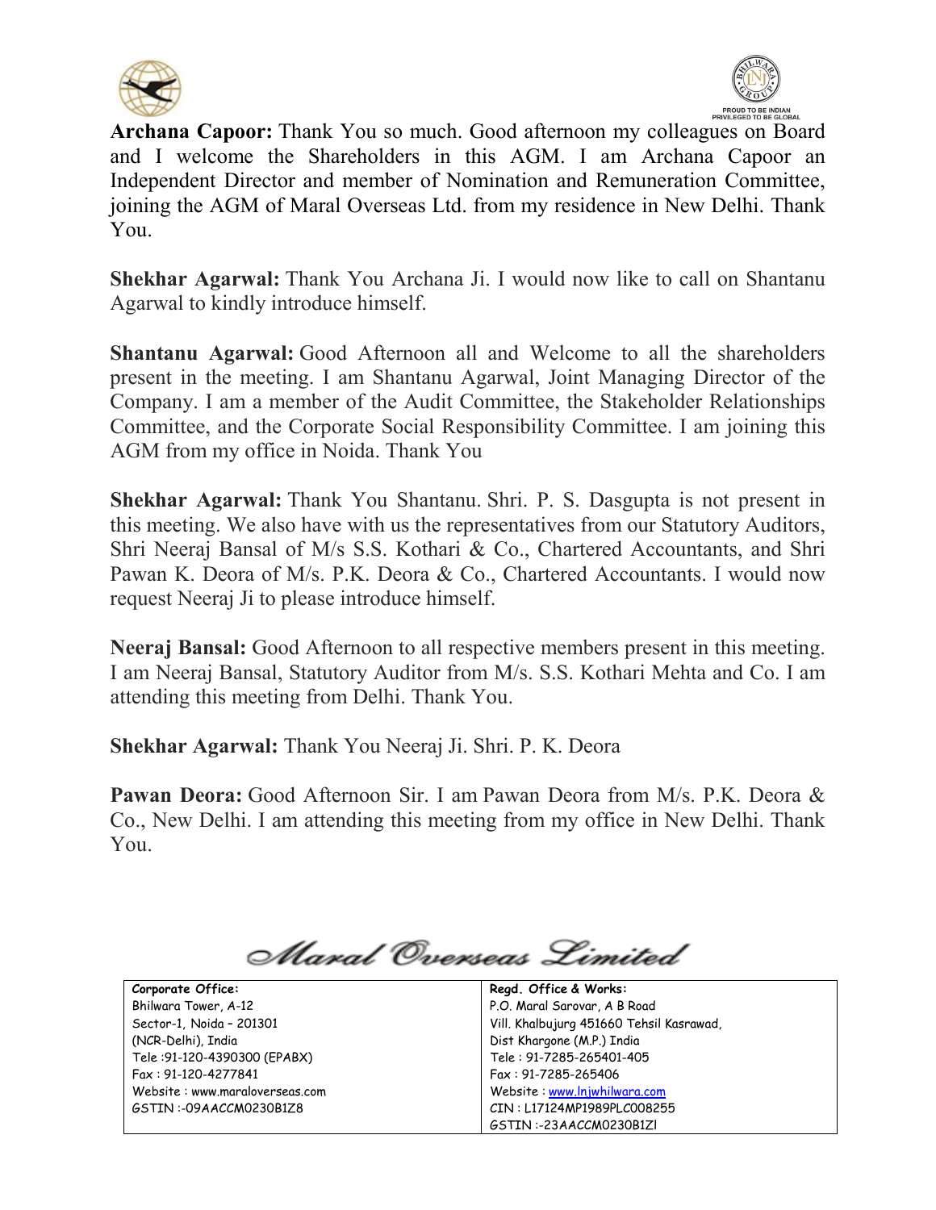**Archana Capoor:** Thank You so much. Good afternoon my colleagues on Board and I welcome the Shareholders in this AGM. I am Archana Capoor an Independent Director and member of Nomination and Remuneration Committee, joining the AGM of Maral Overseas Ltd. from my residence in New Delhi. Thank You.

**Shekhar Agarwal:** Thank You Archana Ji. I would now like to call on Shantanu Agarwal to kindly introduce himself.

**Shantanu Agarwal:** Good Afternoon all and Welcome to all the shareholders present in the meeting. I am Shantanu Agarwal, Joint Managing Director of the Company. I am a member of the Audit Committee, the Stakeholder Relationships Committee, and the Corporate Social Responsibility Committee. I am joining this AGM from my office in Noida. Thank You

**Shekhar Agarwal:** Thank You Shantanu. Shri. P. S. Dasgupta is not present in this meeting. We also have with us the representatives from our Statutory Auditors, Shri Neeraj Bansal of M/s S.S. Kothari & Co., Chartered Accountants, and Shri Pawan K. Deora of M/s. P.K. Deora & Co., Chartered Accountants. I would now request Neeraj Ji to please introduce himself.

**Neeraj Bansal:** Good Afternoon to all respective members present in this meeting. I am Neeraj Bansal, Statutory Auditor from M/s. S.S. Kothari Mehta and Co. I am attending this meeting from Delhi. Thank You.

**Shekhar Agarwal:** Thank You Neeraj Ji. Shri. P. K. Deora

**Pawan Deora:** Good Afternoon Sir. I am Pawan Deora from M/s. P.K. Deora & Co., New Delhi. I am attending this meeting from my office in New Delhi. Thank You.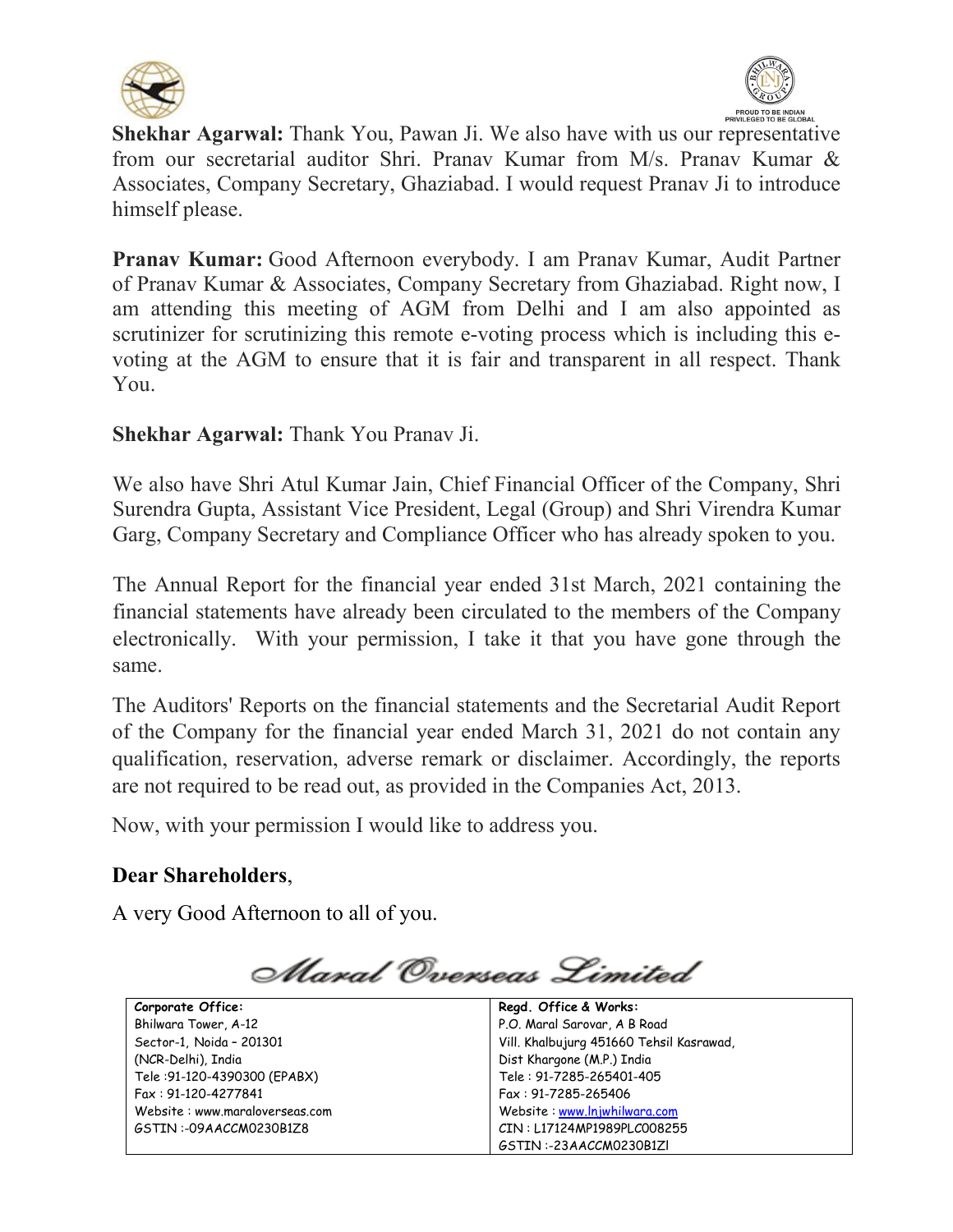**Shekhar Agarwal:** Thank You, Pawan Ji. We also have with us our representative from our secretarial auditor Shri. Pranav Kumar from M/s. Pranav Kumar & Associates, Company Secretary, Ghaziabad. I would request Pranav Ji to introduce himself please.

**Pranav Kumar:** Good Afternoon everybody. I am Pranav Kumar, Audit Partner of Pranav Kumar & Associates, Company Secretary from Ghaziabad. Right now, I am attending this meeting of AGM from Delhi and I am also appointed as scrutinizer for scrutinizing this remote e-voting process which is including this e-voting at the AGM to ensure that it is fair and transparent in all respect. Thank You.

**Shekhar Agarwal:** Thank You Pranav Ji.

We also have Shri Atul Kumar Jain, Chief Financial Officer of the Company, Shri Surendra Gupta, Assistant Vice President, Legal (Group) and Shri Virendra Kumar Garg, Company Secretary and Compliance Officer who has already spoken to you.

The Annual Report for the financial year ended 31st March, 2021 containing the financial statements have already been circulated to the members of the Company electronically. With your permission, I take it that you have gone through the same.

The Auditors' Reports on the financial statements and the Secretarial Audit Report of the Company for the financial year ended March 31, 2021 do not contain any qualification, reservation, adverse remark or disclaimer. Accordingly, the reports are not required to be read out, as provided in the Companies Act, 2013.

Now, with your permission I would like to address you.

**Dear Shareholders**,

A very Good Afternoon to all of you.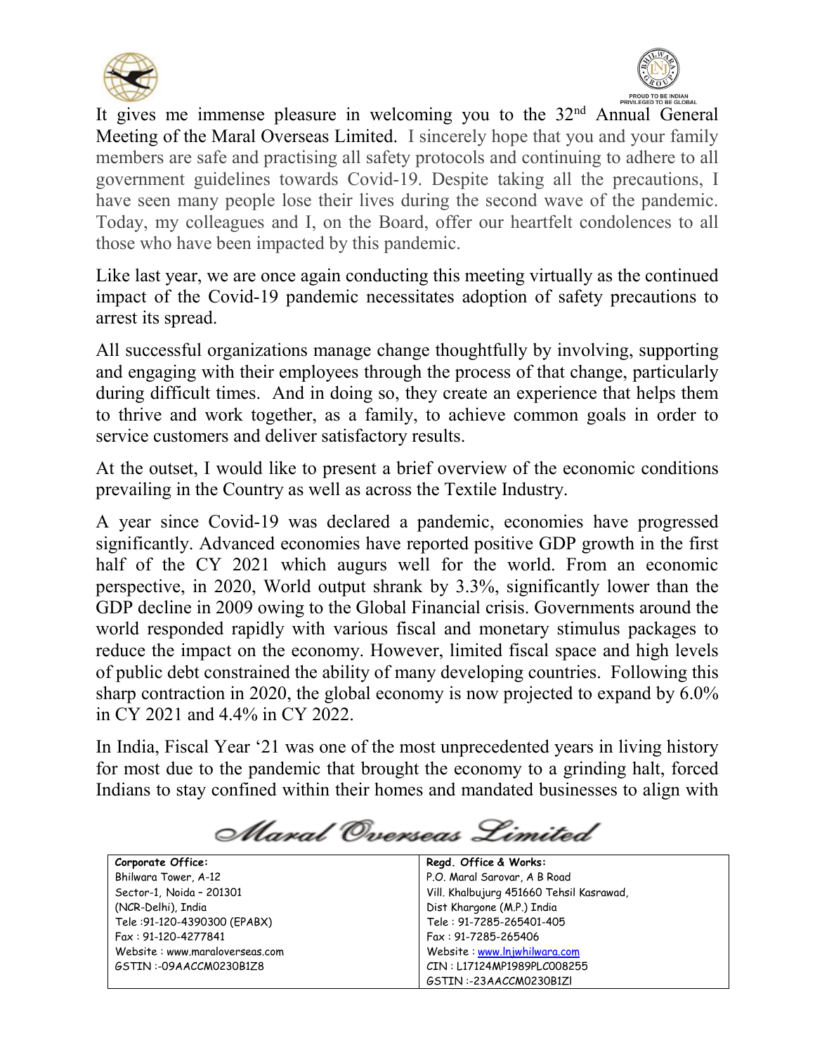It gives me immense pleasure in welcoming you to the 32nd Annual General Meeting of the Maral Overseas Limited. I sincerely hope that you and your family members are safe and practising all safety protocols and continuing to adhere to all government guidelines towards Covid-19. Despite taking all the precautions, I have seen many people lose their lives during the second wave of the pandemic. Today, my colleagues and I, on the Board, offer our heartfelt condolences to all those who have been impacted by this pandemic.

Like last year, we are once again conducting this meeting virtually as the continued impact of the Covid-19 pandemic necessitates adoption of safety precautions to arrest its spread.

All successful organizations manage change thoughtfully by involving, supporting and engaging with their employees through the process of that change, particularly during difficult times. And in doing so, they create an experience that helps them to thrive and work together, as a family, to achieve common goals in order to service customers and deliver satisfactory results.

At the outset, I would like to present a brief overview of the economic conditions prevailing in the Country as well as across the Textile Industry.

A year since Covid-19 was declared a pandemic, economies have progressed significantly. Advanced economies have reported positive GDP growth in the first half of the CY 2021 which augurs well for the world. From an economic perspective, in 2020, World output shrank by 3.3%, significantly lower than the GDP decline in 2009 owing to the Global Financial crisis. Governments around the world responded rapidly with various fiscal and monetary stimulus packages to reduce the impact on the economy. However, limited fiscal space and high levels of public debt constrained the ability of many developing countries. Following this sharp contraction in 2020, the global economy is now projected to expand by 6.0% in CY 2021 and 4.4% in CY 2022.

In India, Fiscal Year '21 was one of the most unprecedented years in living history for most due to the pandemic that brought the economy to a grinding halt, forced Indians to stay confined within their homes and mandated businesses to align with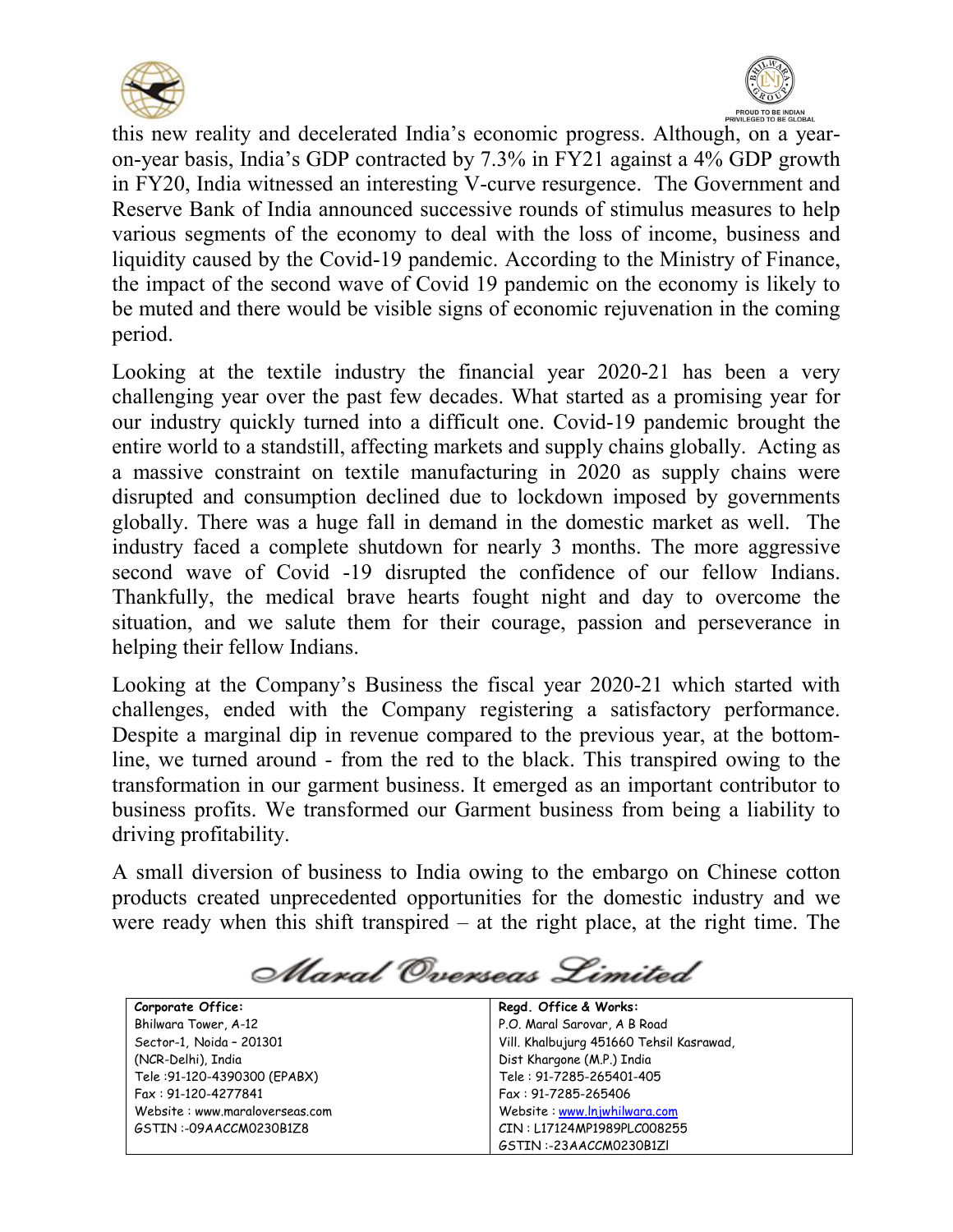this new reality and decelerated India's economic progress. Although, on a year-on-year basis, India's GDP contracted by 7.3% in FY21 against a 4% GDP growth in FY20, India witnessed an interesting V-curve resurgence. The Government and Reserve Bank of India announced successive rounds of stimulus measures to help various segments of the economy to deal with the loss of income, business and liquidity caused by the Covid-19 pandemic. According to the Ministry of Finance, the impact of the second wave of Covid 19 pandemic on the economy is likely to be muted and there would be visible signs of economic rejuvenation in the coming period.

Looking at the textile industry the financial year 2020-21 has been a very challenging year over the past few decades. What started as a promising year for our industry quickly turned into a difficult one. Covid-19 pandemic brought the entire world to a standstill, affecting markets and supply chains globally. Acting as a massive constraint on textile manufacturing in 2020 as supply chains were disrupted and consumption declined due to lockdown imposed by governments globally. There was a huge fall in demand in the domestic market as well. The industry faced a complete shutdown for nearly 3 months. The more aggressive second wave of Covid -19 disrupted the confidence of our fellow Indians. Thankfully, the medical brave hearts fought night and day to overcome the situation, and we salute them for their courage, passion and perseverance in helping their fellow Indians.

Looking at the Company's Business the fiscal year 2020-21 which started with challenges, ended with the Company registering a satisfactory performance. Despite a marginal dip in revenue compared to the previous year, at the bottom-line, we turned around - from the red to the black. This transpired owing to the transformation in our garment business. It emerged as an important contributor to business profits. We transformed our Garment business from being a liability to driving profitability.

A small diversion of business to India owing to the embargo on Chinese cotton products created unprecedented opportunities for the domestic industry and we were ready when this shift transpired – at the right place, at the right time. The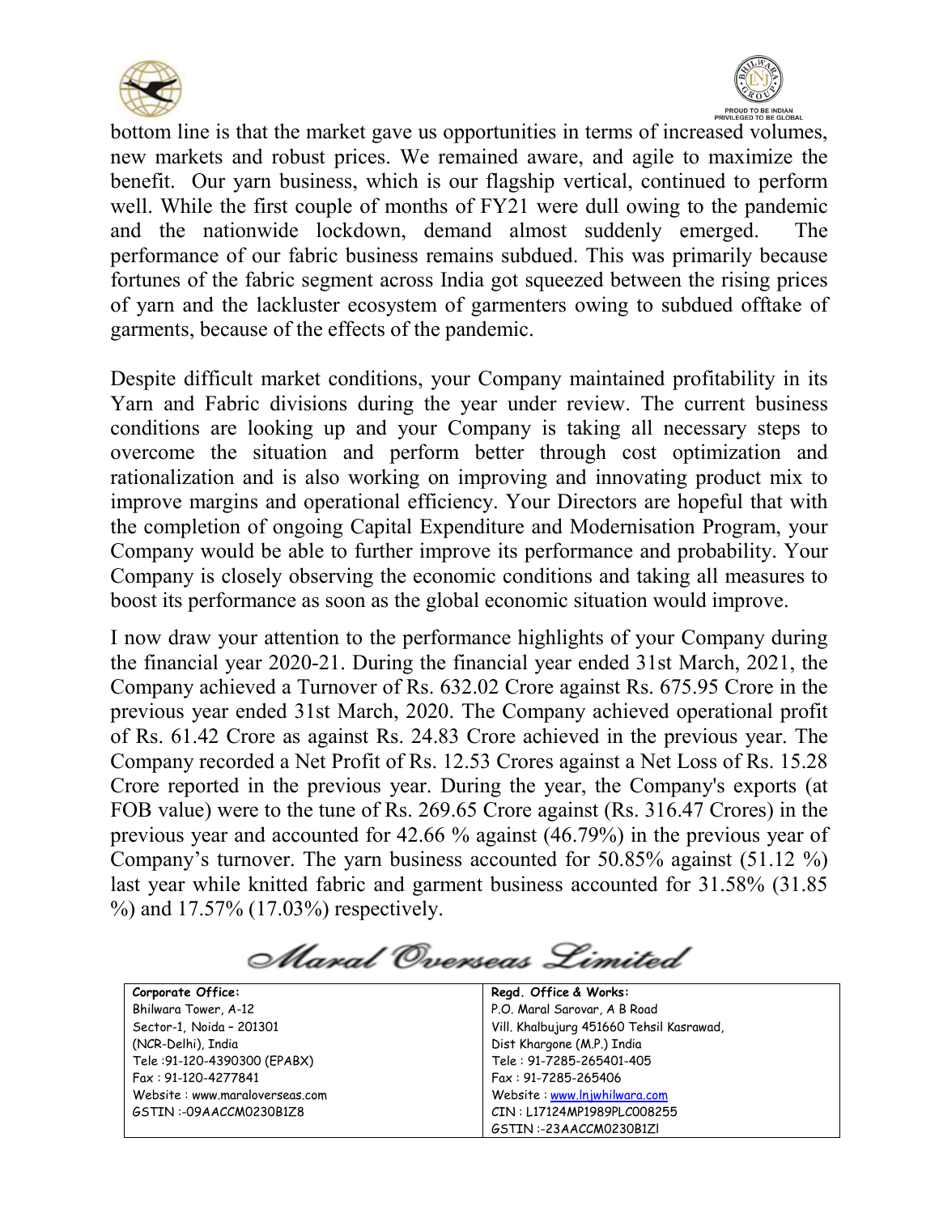bottom line is that the market gave us opportunities in terms of increased volumes, new markets and robust prices. We remained aware, and agile to maximize the benefit. Our yarn business, which is our flagship vertical, continued to perform well. While the first couple of months of FY21 were dull owing to the pandemic and the nationwide lockdown, demand almost suddenly emerged. The performance of our fabric business remains subdued. This was primarily because fortunes of the fabric segment across India got squeezed between the rising prices of yarn and the lackluster ecosystem of garmenters owing to subdued offtake of garments, because of the effects of the pandemic.

Despite difficult market conditions, your Company maintained profitability in its Yarn and Fabric divisions during the year under review. The current business conditions are looking up and your Company is taking all necessary steps to overcome the situation and perform better through cost optimization and rationalization and is also working on improving and innovating product mix to improve margins and operational efficiency. Your Directors are hopeful that with the completion of ongoing Capital Expenditure and Modernisation Program, your Company would be able to further improve its performance and probability. Your Company is closely observing the economic conditions and taking all measures to boost its performance as soon as the global economic situation would improve.

I now draw your attention to the performance highlights of your Company during the financial year 2020-21. During the financial year ended 31st March, 2021, the Company achieved a Turnover of Rs. 632.02 Crore against Rs. 675.95 Crore in the previous year ended 31st March, 2020. The Company achieved operational profit of Rs. 61.42 Crore as against Rs. 24.83 Crore achieved in the previous year. The Company recorded a Net Profit of Rs. 12.53 Crores against a Net Loss of Rs. 15.28 Crore reported in the previous year. During the year, the Company's exports (at FOB value) were to the tune of Rs. 269.65 Crore against (Rs. 316.47 Crores) in the previous year and accounted for 42.66 % against (46.79%) in the previous year of Company's turnover. The yarn business accounted for 50.85% against (51.12 %) last year while knitted fabric and garment business accounted for 31.58% (31.85 %) and 17.57% (17.03%) respectively.

*Maral Overseas Limited*

| **Corporate Office:** | **Regd. Office & Works:** |
|---|---|
| Bhilwara Tower, A-12 | P.O. Maral Sarovar, A B Road |
| Sector-1, Noida – 201301 | Vill. Khalbujurg 451660 Tehsil Kasrawad, |
| (NCR-Delhi), India | Dist Khargone (M.P.) India |
| Tele :91-120-4390300 (EPABX) | Tele : 91-7285-265401-405 |
| Fax : 91-120-4277841 | Fax : 91-7285-265406 |
| Website : www.maraloverseas.com | Website : www.lnjwhilwara.com |
| GSTIN :-09AACCM0230B1Z8 | CIN : L17124MP1989PLC008255 |
| | GSTIN :-23AACCM0230B1ZI |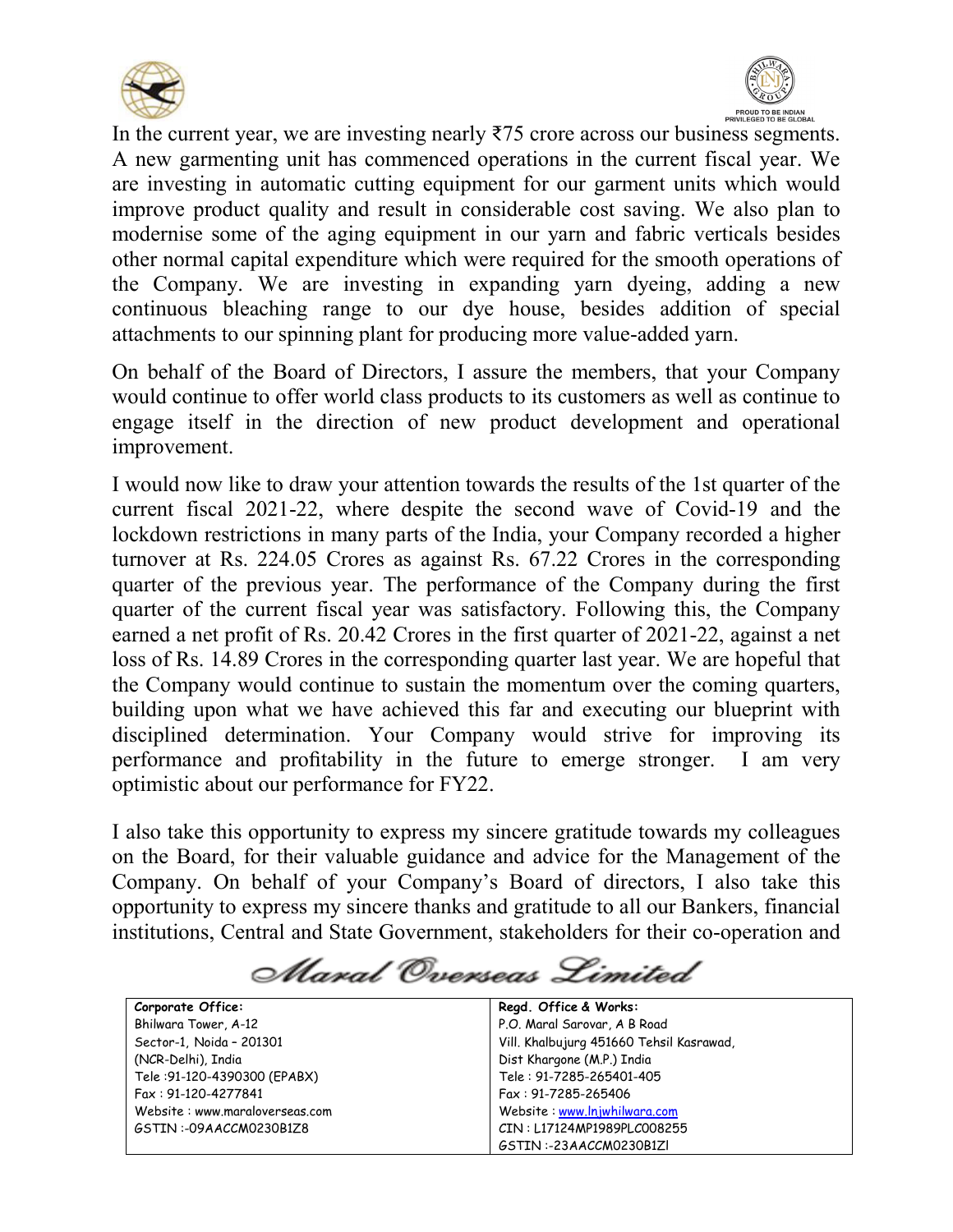In the current year, we are investing nearly ₹75 crore across our business segments. A new garmenting unit has commenced operations in the current fiscal year. We are investing in automatic cutting equipment for our garment units which would improve product quality and result in considerable cost saving. We also plan to modernise some of the aging equipment in our yarn and fabric verticals besides other normal capital expenditure which were required for the smooth operations of the Company. We are investing in expanding yarn dyeing, adding a new continuous bleaching range to our dye house, besides addition of special attachments to our spinning plant for producing more value-added yarn.

On behalf of the Board of Directors, I assure the members, that your Company would continue to offer world class products to its customers as well as continue to engage itself in the direction of new product development and operational improvement.

I would now like to draw your attention towards the results of the 1st quarter of the current fiscal 2021-22, where despite the second wave of Covid-19 and the lockdown restrictions in many parts of the India, your Company recorded a higher turnover at Rs. 224.05 Crores as against Rs. 67.22 Crores in the corresponding quarter of the previous year. The performance of the Company during the first quarter of the current fiscal year was satisfactory. Following this, the Company earned a net profit of Rs. 20.42 Crores in the first quarter of 2021-22, against a net loss of Rs. 14.89 Crores in the corresponding quarter last year. We are hopeful that the Company would continue to sustain the momentum over the coming quarters, building upon what we have achieved this far and executing our blueprint with disciplined determination. Your Company would strive for improving its performance and profitability in the future to emerge stronger. I am very optimistic about our performance for FY22.

I also take this opportunity to express my sincere gratitude towards my colleagues on the Board, for their valuable guidance and advice for the Management of the Company. On behalf of your Company's Board of directors, I also take this opportunity to express my sincere thanks and gratitude to all our Bankers, financial institutions, Central and State Government, stakeholders for their co-operation and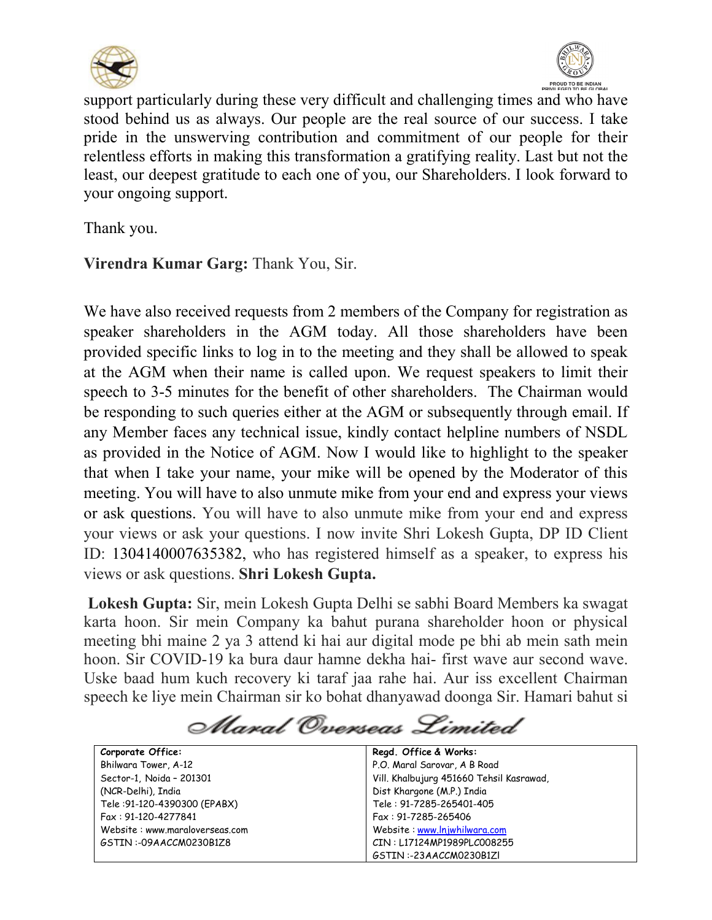support particularly during these very difficult and challenging times and who have stood behind us as always. Our people are the real source of our success. I take pride in the unswerving contribution and commitment of our people for their relentless efforts in making this transformation a gratifying reality. Last but not the least, our deepest gratitude to each one of you, our Shareholders. I look forward to your ongoing support.

Thank you.

**Virendra Kumar Garg:** Thank You, Sir.

We have also received requests from 2 members of the Company for registration as speaker shareholders in the AGM today. All those shareholders have been provided specific links to log in to the meeting and they shall be allowed to speak at the AGM when their name is called upon. We request speakers to limit their speech to 3-5 minutes for the benefit of other shareholders. The Chairman would be responding to such queries either at the AGM or subsequently through email. If any Member faces any technical issue, kindly contact helpline numbers of NSDL as provided in the Notice of AGM. Now I would like to highlight to the speaker that when I take your name, your mike will be opened by the Moderator of this meeting. You will have to also unmute mike from your end and express your views or ask questions. You will have to also unmute mike from your end and express your views or ask your questions. I now invite Shri Lokesh Gupta, DP ID Client ID: 1304140007635382, who has registered himself as a speaker, to express his views or ask questions. **Shri Lokesh Gupta.**

**Lokesh Gupta:** Sir, mein Lokesh Gupta Delhi se sabhi Board Members ka swagat karta hoon. Sir mein Company ka bahut purana shareholder hoon or physical meeting bhi maine 2 ya 3 attend ki hai aur digital mode pe bhi ab mein sath mein hoon. Sir COVID-19 ka bura daur hamne dekha hai- first wave aur second wave. Uske baad hum kuch recovery ki taraf jaa rahe hai. Aur iss excellent Chairman speech ke liye mein Chairman sir ko bohat dhanyawad doonga Sir. Hamari bahut si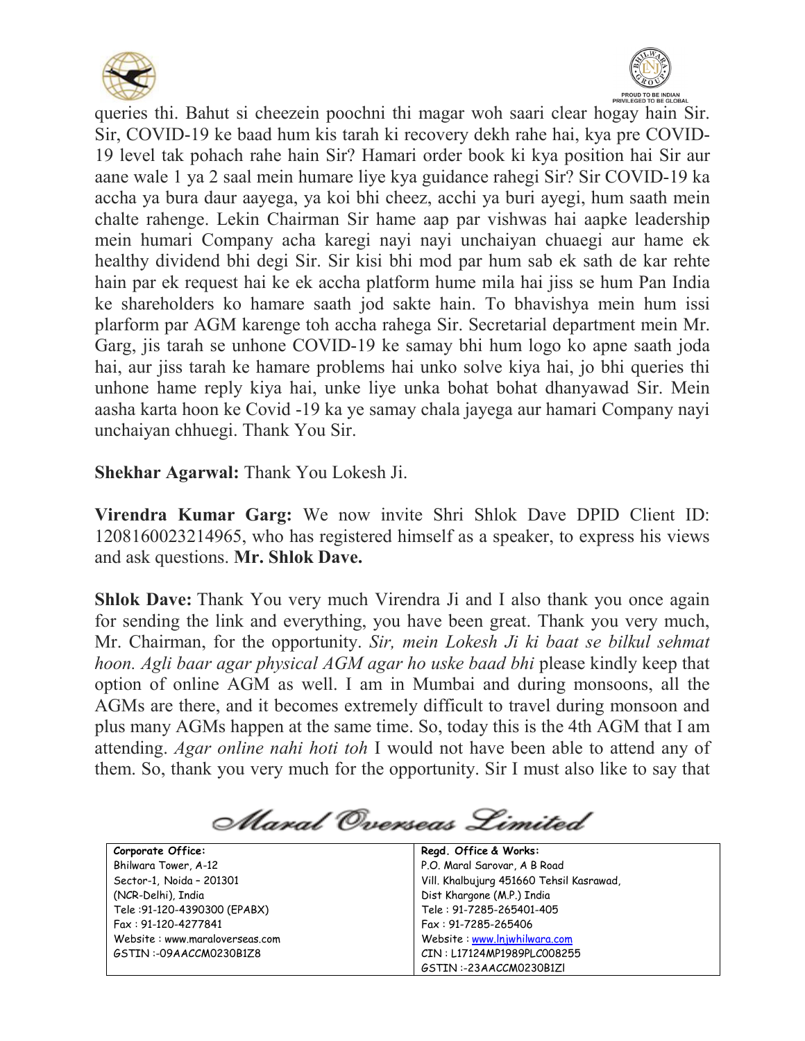queries thi. Bahut si cheezein poochni thi magar woh saari clear hogay hain Sir. Sir, COVID-19 ke baad hum kis tarah ki recovery dekh rahe hai, kya pre COVID-19 level tak pohach rahe hain Sir? Hamari order book ki kya position hai Sir aur aane wale 1 ya 2 saal mein humare liye kya guidance rahegi Sir? Sir COVID-19 ka accha ya bura daur aayega, ya koi bhi cheez, acchi ya buri ayegi, hum saath mein chalte rahenge. Lekin Chairman Sir hame aap par vishwas hai aapke leadership mein humari Company acha karegi nayi nayi unchaiyan chuaegi aur hame ek healthy dividend bhi degi Sir. Sir kisi bhi mod par hum sab ek sath de kar rehte hain par ek request hai ke ek accha platform hume mila hai jiss se hum Pan India ke shareholders ko hamare saath jod sakte hain. To bhavishya mein hum issi plarform par AGM karenge toh accha rahega Sir. Secretarial department mein Mr. Garg, jis tarah se unhone COVID-19 ke samay bhi hum logo ko apne saath joda hai, aur jiss tarah ke hamare problems hai unko solve kiya hai, jo bhi queries thi unhone hame reply kiya hai, unke liye unka bohat bohat dhanyawad Sir. Mein aasha karta hoon ke Covid -19 ka ye samay chala jayega aur hamari Company nayi unchaiyan chhuegi. Thank You Sir.

**Shekhar Agarwal:** Thank You Lokesh Ji.

**Virendra Kumar Garg:** We now invite Shri Shlok Dave DPID Client ID: 1208160023214965, who has registered himself as a speaker, to express his views and ask questions. **Mr. Shlok Dave.**

**Shlok Dave:** Thank You very much Virendra Ji and I also thank you once again for sending the link and everything, you have been great. Thank you very much, Mr. Chairman, for the opportunity. *Sir, mein Lokesh Ji ki baat se bilkul sehmat hoon. Agli baar agar physical AGM agar ho uske baad bhi* please kindly keep that option of online AGM as well. I am in Mumbai and during monsoons, all the AGMs are there, and it becomes extremely difficult to travel during monsoon and plus many AGMs happen at the same time. So, today this is the 4th AGM that I am attending. *Agar online nahi hoti toh* I would not have been able to attend any of them. So, thank you very much for the opportunity. Sir I must also like to say that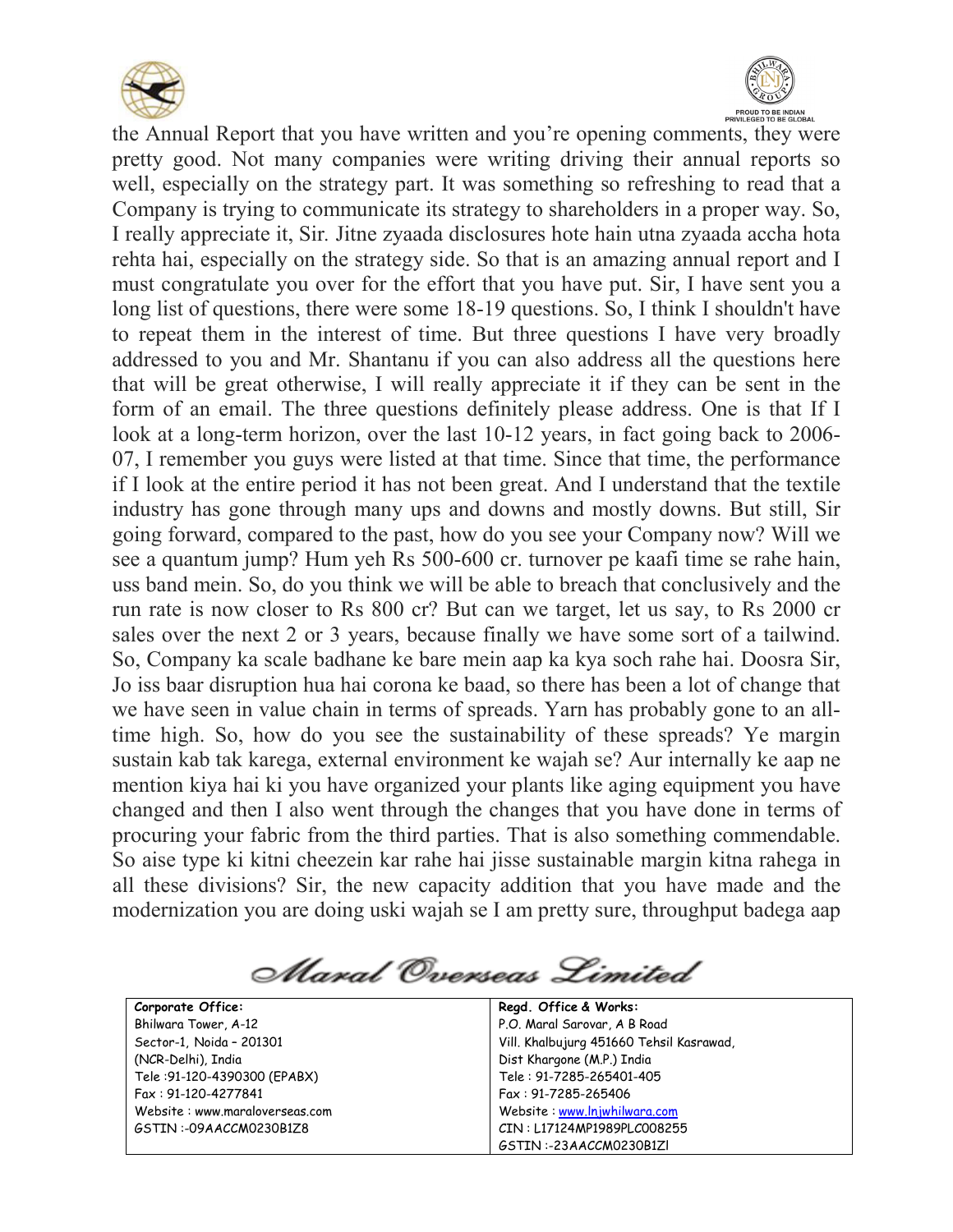the Annual Report that you have written and you're opening comments, they were pretty good. Not many companies were writing driving their annual reports so well, especially on the strategy part. It was something so refreshing to read that a Company is trying to communicate its strategy to shareholders in a proper way. So, I really appreciate it, Sir. Jitne zyaada disclosures hote hain utna zyaada accha hota rehta hai, especially on the strategy side. So that is an amazing annual report and I must congratulate you over for the effort that you have put. Sir, I have sent you a long list of questions, there were some 18-19 questions. So, I think I shouldn't have to repeat them in the interest of time. But three questions I have very broadly addressed to you and Mr. Shantanu if you can also address all the questions here that will be great otherwise, I will really appreciate it if they can be sent in the form of an email. The three questions definitely please address. One is that If I look at a long-term horizon, over the last 10-12 years, in fact going back to 2006-07, I remember you guys were listed at that time. Since that time, the performance if I look at the entire period it has not been great. And I understand that the textile industry has gone through many ups and downs and mostly downs. But still, Sir going forward, compared to the past, how do you see your Company now? Will we see a quantum jump? Hum yeh Rs 500-600 cr. turnover pe kaafi time se rahe hain, uss band mein. So, do you think we will be able to breach that conclusively and the run rate is now closer to Rs 800 cr? But can we target, let us say, to Rs 2000 cr sales over the next 2 or 3 years, because finally we have some sort of a tailwind. So, Company ka scale badhane ke bare mein aap ka kya soch rahe hai. Doosra Sir, Jo iss baar disruption hua hai corona ke baad, so there has been a lot of change that we have seen in value chain in terms of spreads. Yarn has probably gone to an all-time high. So, how do you see the sustainability of these spreads? Ye margin sustain kab tak karega, external environment ke wajah se? Aur internally ke aap ne mention kiya hai ki you have organized your plants like aging equipment you have changed and then I also went through the changes that you have done in terms of procuring your fabric from the third parties. That is also something commendable. So aise type ki kitni cheezein kar rahe hai jisse sustainable margin kitna rahega in all these divisions? Sir, the new capacity addition that you have made and the modernization you are doing uski wajah se I am pretty sure, throughput badega aap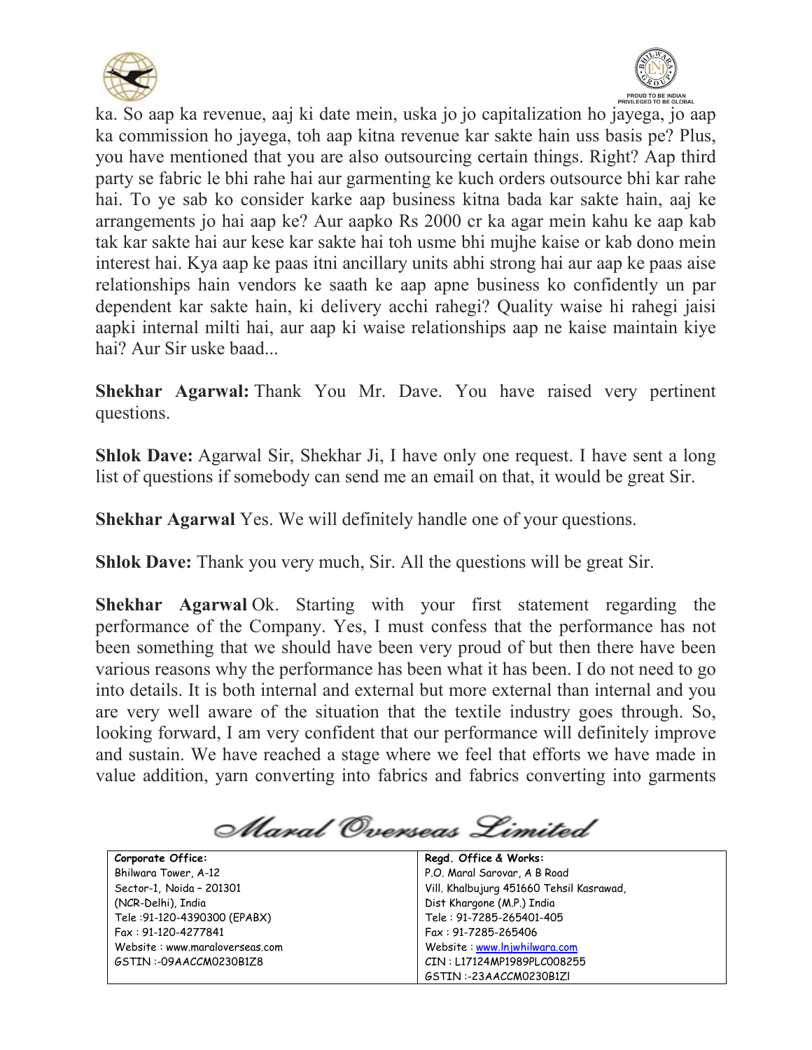ka. So aap ka revenue, aaj ki date mein, uska jo jo capitalization ho jayega, jo aap ka commission ho jayega, toh aap kitna revenue kar sakte hain uss basis pe? Plus, you have mentioned that you are also outsourcing certain things. Right? Aap third party se fabric le bhi rahe hai aur garmenting ke kuch orders outsource bhi kar rahe hai. To ye sab ko consider karke aap business kitna bada kar sakte hain, aaj ke arrangements jo hai aap ke? Aur aapko Rs 2000 cr ka agar mein kahu ke aap kab tak kar sakte hai aur kese kar sakte hai toh usme bhi mujhe kaise or kab dono mein interest hai. Kya aap ke paas itni ancillary units abhi strong hai aur aap ke paas aise relationships hain vendors ke saath ke aap apne business ko confidently un par dependent kar sakte hain, ki delivery acchi rahegi? Quality waise hi rahegi jaisi aapki internal milti hai, aur aap ki waise relationships aap ne kaise maintain kiye hai? Aur Sir uske baad...

**Shekhar Agarwal:** Thank You Mr. Dave. You have raised very pertinent questions.

**Shlok Dave:** Agarwal Sir, Shekhar Ji, I have only one request. I have sent a long list of questions if somebody can send me an email on that, it would be great Sir.

**Shekhar Agarwal** Yes. We will definitely handle one of your questions.

**Shlok Dave:** Thank you very much, Sir. All the questions will be great Sir.

**Shekhar Agarwal** Ok. Starting with your first statement regarding the performance of the Company. Yes, I must confess that the performance has not been something that we should have been very proud of but then there have been various reasons why the performance has been what it has been. I do not need to go into details. It is both internal and external but more external than internal and you are very well aware of the situation that the textile industry goes through. So, looking forward, I am very confident that our performance will definitely improve and sustain. We have reached a stage where we feel that efforts we have made in value addition, yarn converting into fabrics and fabrics converting into garments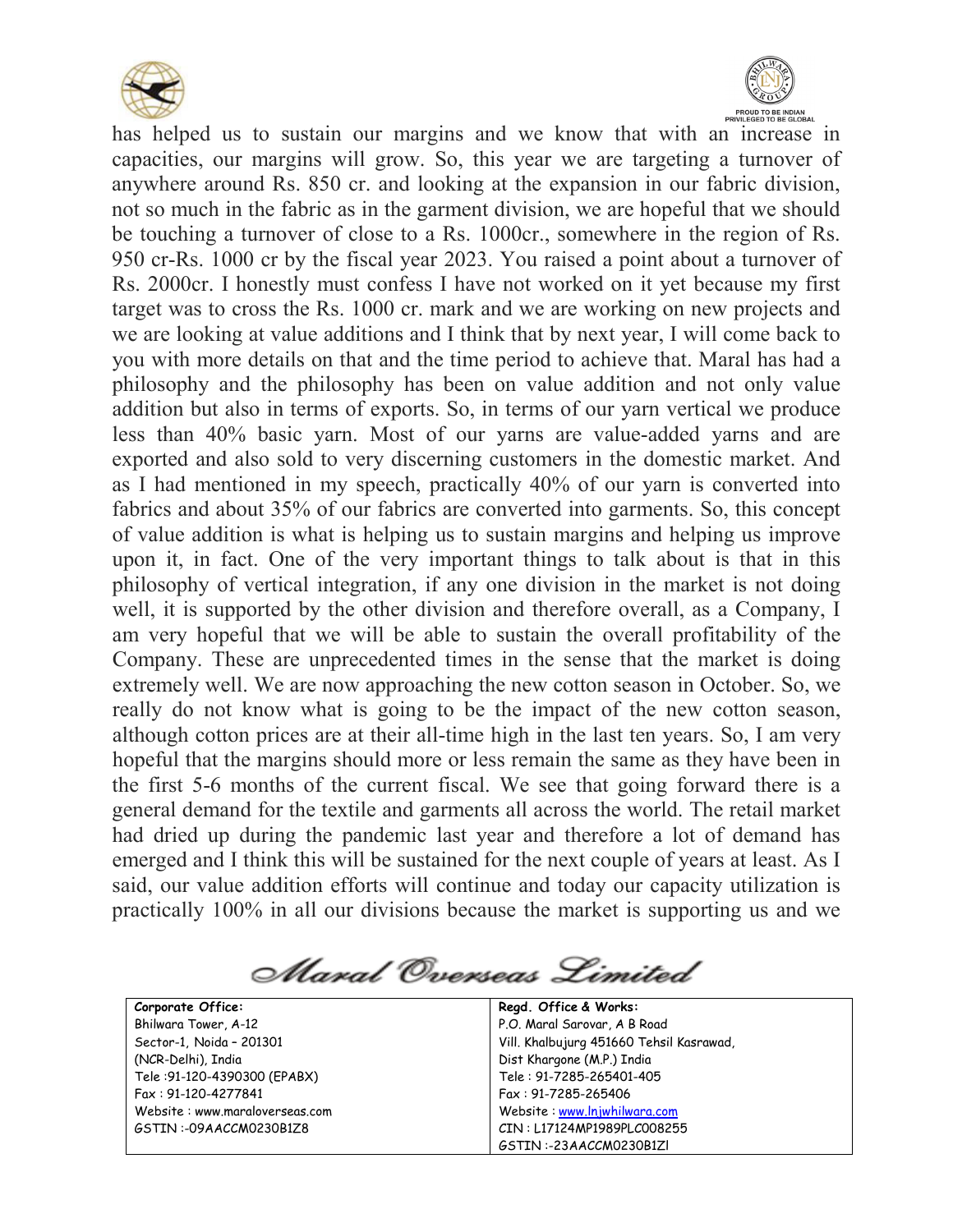has helped us to sustain our margins and we know that with an increase in capacities, our margins will grow. So, this year we are targeting a turnover of anywhere around Rs. 850 cr. and looking at the expansion in our fabric division, not so much in the fabric as in the garment division, we are hopeful that we should be touching a turnover of close to a Rs. 1000cr., somewhere in the region of Rs. 950 cr-Rs. 1000 cr by the fiscal year 2023. You raised a point about a turnover of Rs. 2000cr. I honestly must confess I have not worked on it yet because my first target was to cross the Rs. 1000 cr. mark and we are working on new projects and we are looking at value additions and I think that by next year, I will come back to you with more details on that and the time period to achieve that. Maral has had a philosophy and the philosophy has been on value addition and not only value addition but also in terms of exports. So, in terms of our yarn vertical we produce less than 40% basic yarn. Most of our yarns are value-added yarns and are exported and also sold to very discerning customers in the domestic market. And as I had mentioned in my speech, practically 40% of our yarn is converted into fabrics and about 35% of our fabrics are converted into garments. So, this concept of value addition is what is helping us to sustain margins and helping us improve upon it, in fact. One of the very important things to talk about is that in this philosophy of vertical integration, if any one division in the market is not doing well, it is supported by the other division and therefore overall, as a Company, I am very hopeful that we will be able to sustain the overall profitability of the Company. These are unprecedented times in the sense that the market is doing extremely well. We are now approaching the new cotton season in October. So, we really do not know what is going to be the impact of the new cotton season, although cotton prices are at their all-time high in the last ten years. So, I am very hopeful that the margins should more or less remain the same as they have been in the first 5-6 months of the current fiscal. We see that going forward there is a general demand for the textile and garments all across the world. The retail market had dried up during the pandemic last year and therefore a lot of demand has emerged and I think this will be sustained for the next couple of years at least. As I said, our value addition efforts will continue and today our capacity utilization is practically 100% in all our divisions because the market is supporting us and we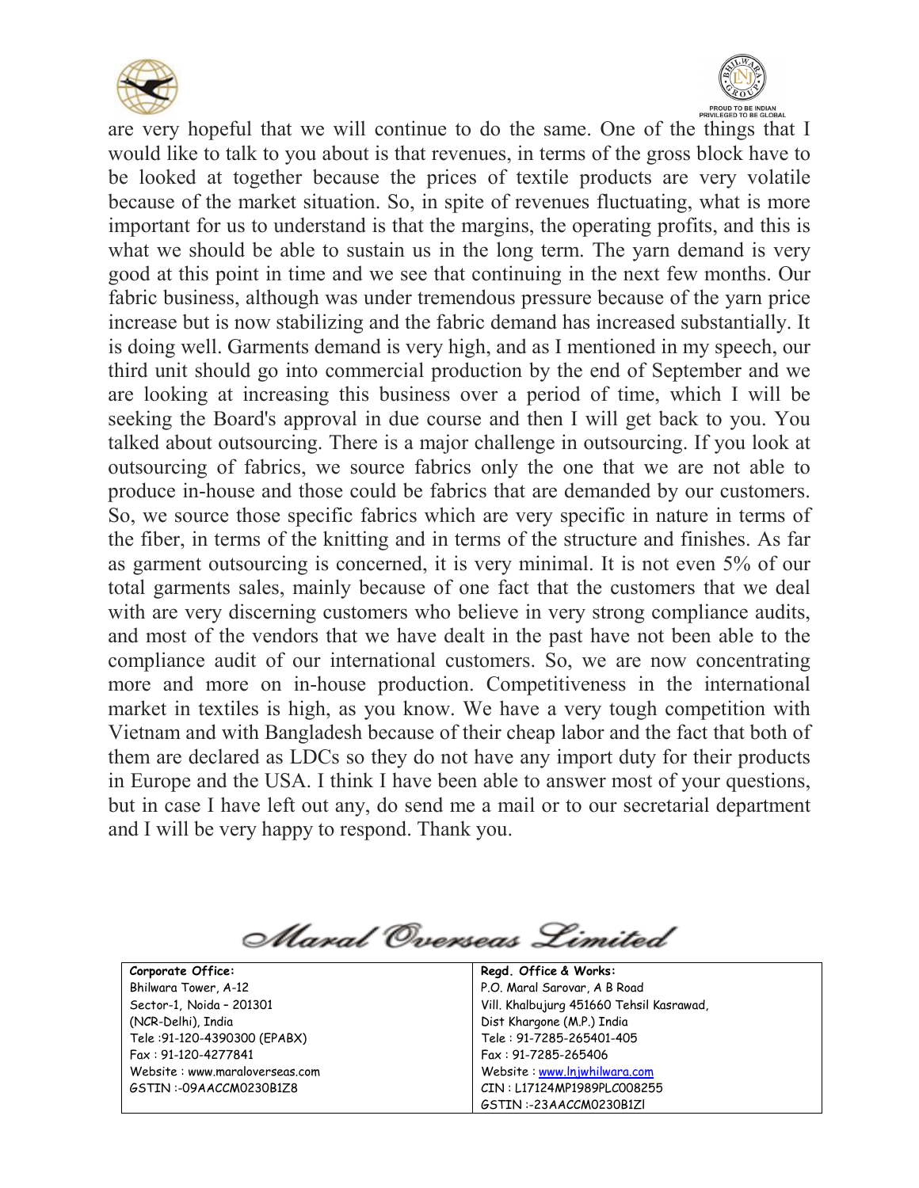are very hopeful that we will continue to do the same. One of the things that I would like to talk to you about is that revenues, in terms of the gross block have to be looked at together because the prices of textile products are very volatile because of the market situation. So, in spite of revenues fluctuating, what is more important for us to understand is that the margins, the operating profits, and this is what we should be able to sustain us in the long term. The yarn demand is very good at this point in time and we see that continuing in the next few months. Our fabric business, although was under tremendous pressure because of the yarn price increase but is now stabilizing and the fabric demand has increased substantially. It is doing well. Garments demand is very high, and as I mentioned in my speech, our third unit should go into commercial production by the end of September and we are looking at increasing this business over a period of time, which I will be seeking the Board's approval in due course and then I will get back to you. You talked about outsourcing. There is a major challenge in outsourcing. If you look at outsourcing of fabrics, we source fabrics only the one that we are not able to produce in-house and those could be fabrics that are demanded by our customers. So, we source those specific fabrics which are very specific in nature in terms of the fiber, in terms of the knitting and in terms of the structure and finishes. As far as garment outsourcing is concerned, it is very minimal. It is not even 5% of our total garments sales, mainly because of one fact that the customers that we deal with are very discerning customers who believe in very strong compliance audits, and most of the vendors that we have dealt in the past have not been able to the compliance audit of our international customers. So, we are now concentrating more and more on in-house production. Competitiveness in the international market in textiles is high, as you know. We have a very tough competition with Vietnam and with Bangladesh because of their cheap labor and the fact that both of them are declared as LDCs so they do not have any import duty for their products in Europe and the USA. I think I have been able to answer most of your questions, but in case I have left out any, do send me a mail or to our secretarial department and I will be very happy to respond. Thank you.

Maral Overseas Limited

| Corporate Office: | Regd. Office & Works: |
| --- | --- |
| Bhilwara Tower, A-12 | P.O. Maral Sarovar, A B Road |
| Sector-1, Noida – 201301 | Vill. Khalbujurg 451660 Tehsil Kasrawad, |
| (NCR-Delhi), India | Dist Khargone (M.P.) India |
| Tele :91-120-4390300 (EPABX) | Tele : 91-7285-265401-405 |
| Fax : 91-120-4277841 | Fax : 91-7285-265406 |
| Website : www.maraloverseas.com | Website : www.lnjwhilwara.com |
| GSTIN :-09AACCM0230B1Z8 | CIN : L17124MP1989PLC008255 |
| | GSTIN :-23AACCM0230B1ZI |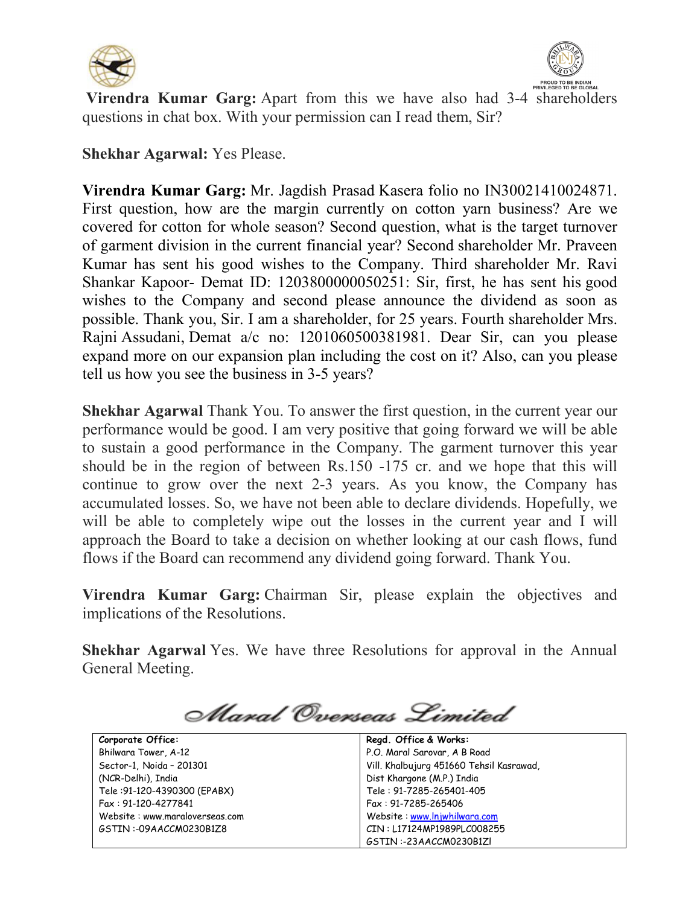**Virendra Kumar Garg:** Apart from this we have also had 3-4 shareholders questions in chat box. With your permission can I read them, Sir?

**Shekhar Agarwal:** Yes Please.

**Virendra Kumar Garg:** Mr. Jagdish Prasad Kasera folio no IN30021410024871. First question, how are the margin currently on cotton yarn business? Are we covered for cotton for whole season? Second question, what is the target turnover of garment division in the current financial year? Second shareholder Mr. Praveen Kumar has sent his good wishes to the Company. Third shareholder Mr. Ravi Shankar Kapoor- Demat ID: 1203800000050251: Sir, first, he has sent his good wishes to the Company and second please announce the dividend as soon as possible. Thank you, Sir. I am a shareholder, for 25 years. Fourth shareholder Mrs. Rajni Assudani, Demat a/c no: 1201060500381981. Dear Sir, can you please expand more on our expansion plan including the cost on it? Also, can you please tell us how you see the business in 3-5 years?

**Shekhar Agarwal** Thank You. To answer the first question, in the current year our performance would be good. I am very positive that going forward we will be able to sustain a good performance in the Company. The garment turnover this year should be in the region of between Rs.150 -175 cr. and we hope that this will continue to grow over the next 2-3 years. As you know, the Company has accumulated losses. So, we have not been able to declare dividends. Hopefully, we will be able to completely wipe out the losses in the current year and I will approach the Board to take a decision on whether looking at our cash flows, fund flows if the Board can recommend any dividend going forward. Thank You.

**Virendra Kumar Garg:** Chairman Sir, please explain the objectives and implications of the Resolutions.

**Shekhar Agarwal** Yes. We have three Resolutions for approval in the Annual General Meeting.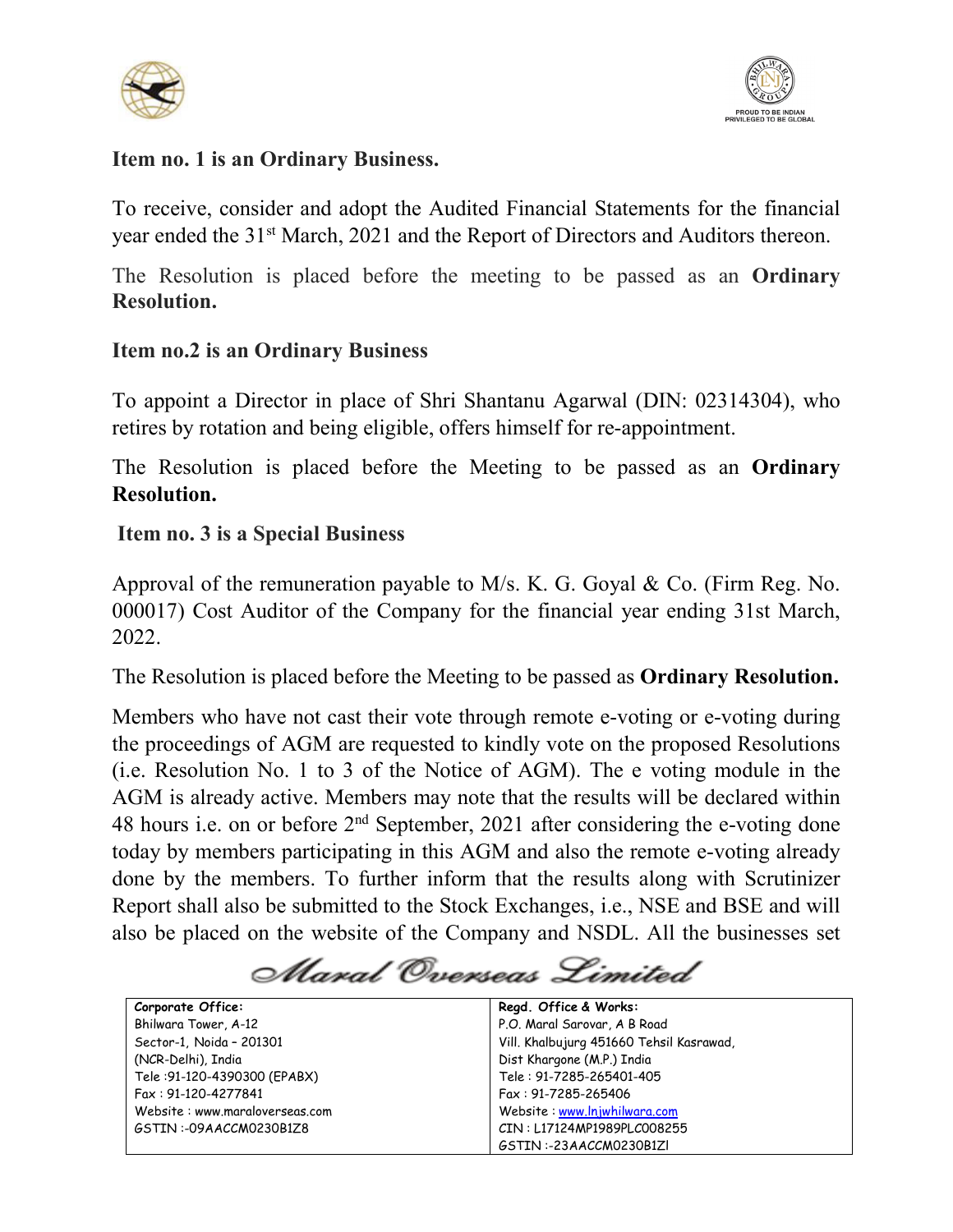**Item no. 1 is an Ordinary Business.**

To receive, consider and adopt the Audited Financial Statements for the financial year ended the 31st March, 2021 and the Report of Directors and Auditors thereon.

The Resolution is placed before the meeting to be passed as an **Ordinary Resolution.**

**Item no.2 is an Ordinary Business**

To appoint a Director in place of Shri Shantanu Agarwal (DIN: 02314304), who retires by rotation and being eligible, offers himself for re-appointment.

The Resolution is placed before the Meeting to be passed as an **Ordinary Resolution.**

**Item no. 3 is a Special Business**

Approval of the remuneration payable to M/s. K. G. Goyal & Co. (Firm Reg. No. 000017) Cost Auditor of the Company for the financial year ending 31st March, 2022.

The Resolution is placed before the Meeting to be passed as **Ordinary Resolution.**

Members who have not cast their vote through remote e-voting or e-voting during the proceedings of AGM are requested to kindly vote on the proposed Resolutions (i.e. Resolution No. 1 to 3 of the Notice of AGM). The e voting module in the AGM is already active. Members may note that the results will be declared within 48 hours i.e. on or before 2nd September, 2021 after considering the e-voting done today by members participating in this AGM and also the remote e-voting already done by the members. To further inform that the results along with Scrutinizer Report shall also be submitted to the Stock Exchanges, i.e., NSE and BSE and will also be placed on the website of the Company and NSDL. All the businesses set

*Maral Overseas Limited*

| **Corporate Office:** | **Regd. Office & Works:** |
|---|---|
| Bhilwara Tower, A-12 | P.O. Maral Sarovar, A B Road |
| Sector-1, Noida – 201301 | Vill. Khalbujurg 451660 Tehsil Kasrawad, |
| (NCR-Delhi), India | Dist Khargone (M.P.) India |
| Tele :91-120-4390300 (EPABX) | Tele : 91-7285-265401-405 |
| Fax : 91-120-4277841 | Fax : 91-7285-265406 |
| Website : www.maraloverseas.com | Website : www.lnjwhilwara.com |
| GSTIN :-09AACCM0230B1Z8 | CIN : L17124MP1989PLC008255 |
| | GSTIN :-23AACCM0230B1ZI |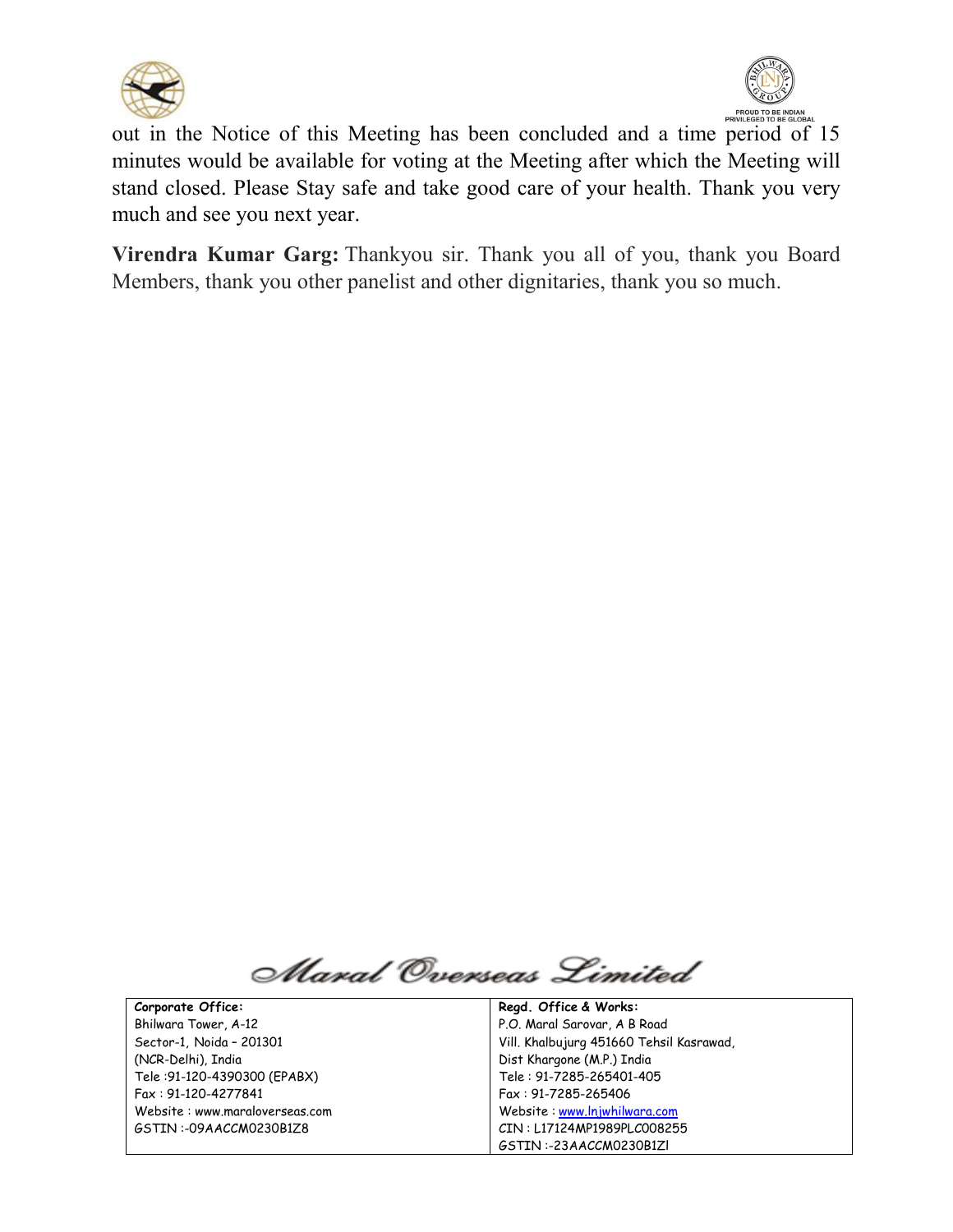out in the Notice of this Meeting has been concluded and a time period of 15 minutes would be available for voting at the Meeting after which the Meeting will stand closed. Please Stay safe and take good care of your health. Thank you very much and see you next year.

**Virendra Kumar Garg:** Thankyou sir. Thank you all of you, thank you Board Members, thank you other panelist and other dignitaries, thank you so much.